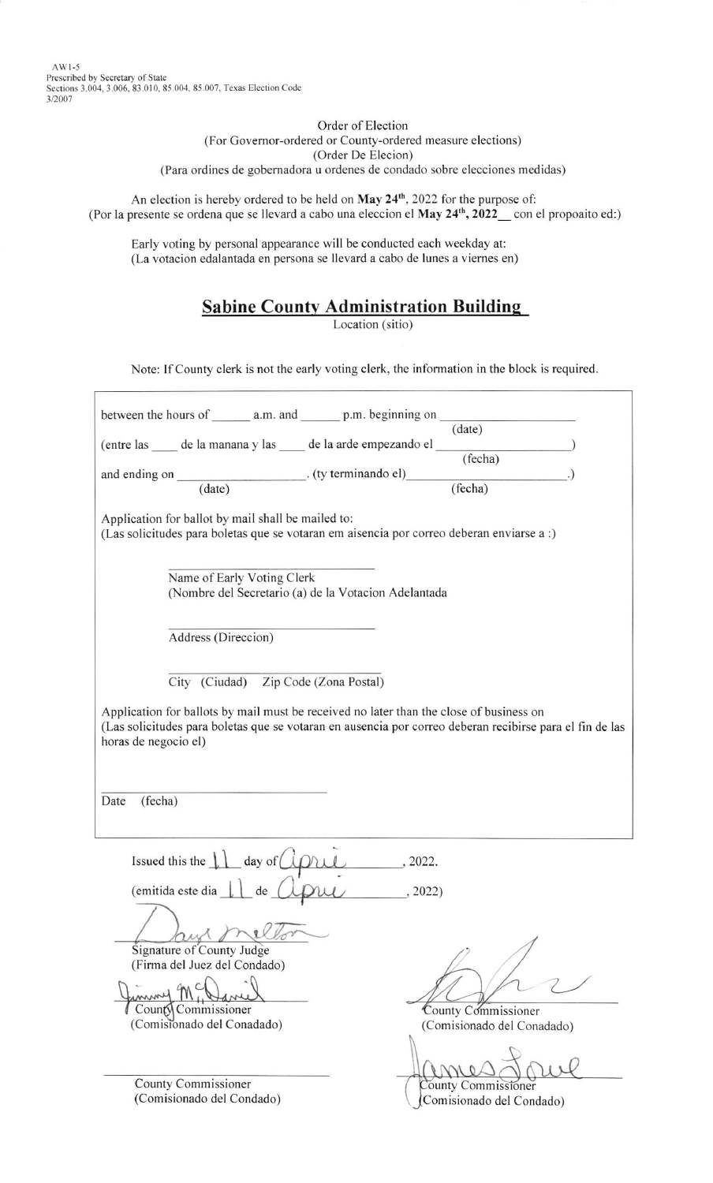AW1-5
Prescribed by Secretary of State
Sections 3.004, 3.006, 83.010, 85.004, 85.007, Texas Election Code
3/2007

Order of Election
(For Governor-ordered or County-ordered measure elections)
(Order De Elecion)
(Para ordines de gobernadora u ordenes de condado sobre elecciones medidas)

An election is hereby ordered to be held on **May 24th**, 2022 for the purpose of:
(Por la presente se ordena que se llevará a cabo una eleccion el **May 24th, 2022**__ con el propoaito ed:)

Early voting by personal appearance will be conducted each weekday at:
(La votacion edalantada en persona se llevara a cabo de lunes a viernes en)

**Sabine County Administration Building**
Location (sitio)

Note: If County clerk is not the early voting clerk, the information in the block is required.

between the hours of ______ a.m. and ______ p.m. beginning on ____________________
(date)
(entre las ____ de la manana y las ____ de la arde empezando el ____________________)
(fecha)
and ending on ____________________. (ty terminando el)____________________.)
(date) (fecha)

Application for ballot by mail shall be mailed to:
(Las solicitudes para boletas que se votaran em aisencia por correo deberan enviarse a :)

______________________________
Name of Early Voting Clerk
(Nombre del Secretario (a) de la Votacion Adelantada

______________________________
Address (Direccion)

______________________________
City (Ciudad) Zip Code (Zona Postal)

Application for ballots by mail must be received no later than the close of business on
(Las solicitudes para boletas que se votaran en ausencia por correo deberan recibirse para el fin de las horas de negocio el)

______________________________
Date (fecha)

Issued this the 11 day of April, 2022.
(emitida este dia 11 de April, 2022)

Daryl Melton
Signature of County Judge
(Firma del Juez del Condado)

Jimmy McDaniel
County Commissioner
(Comisionado del Conadado)

[signature]
County Commissioner
(Comisionado del Conadado)

______________________________
County Commissioner
(Comisionado del Condado)

James Lowe
County Commissioner
(Comisionado del Condado)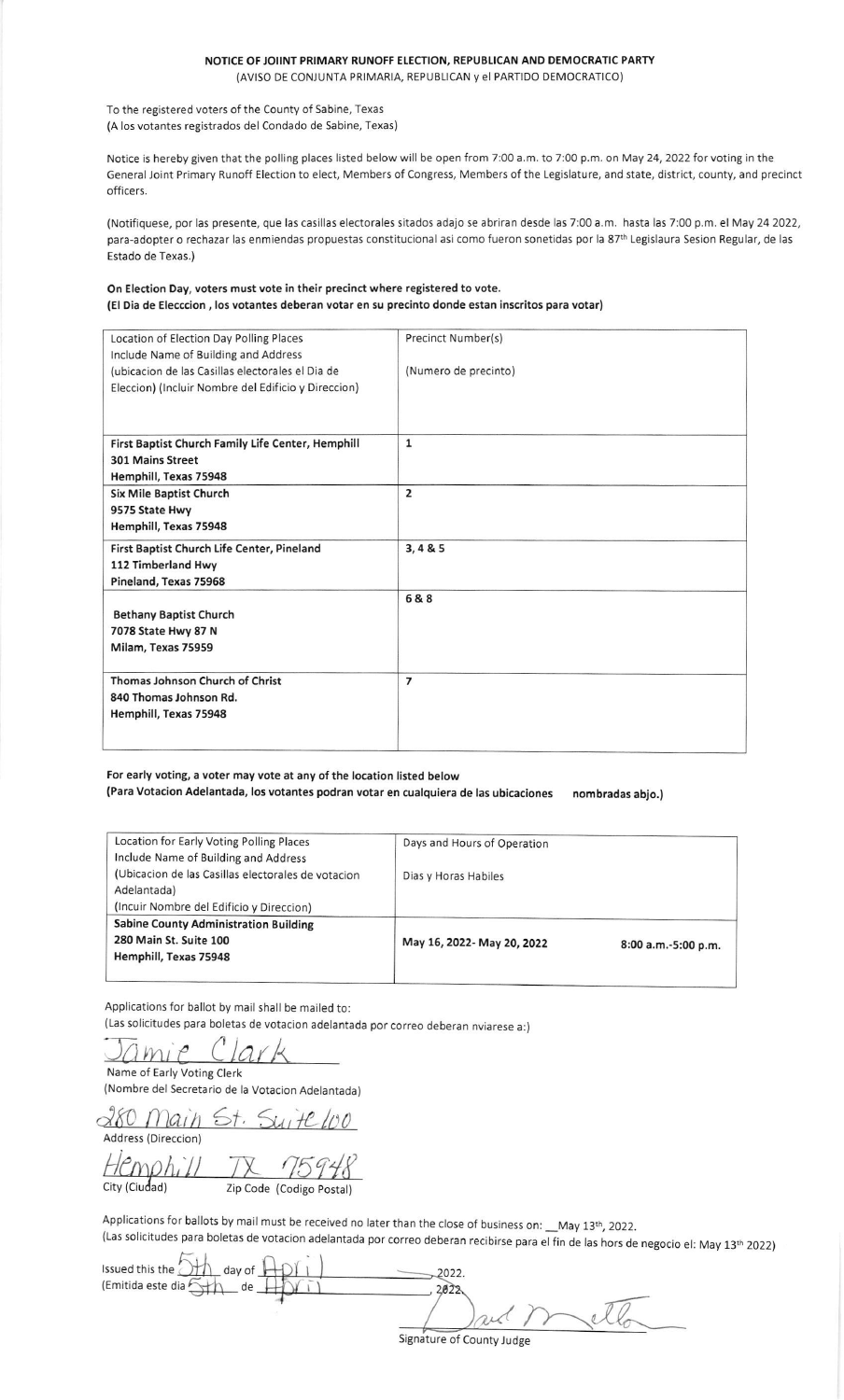**NOTICE OF JOIINT PRIMARY RUNOFF ELECTION, REPUBLICAN AND DEMOCRATIC PARTY**

(AVISO DE CONJUNTA PRIMARIA, REPUBLICAN y el PARTIDO DEMOCRATICO)

To the registered voters of the County of Sabine, Texas
(A los votantes registrados del Condado de Sabine, Texas)

Notice is hereby given that the polling places listed below will be open from 7:00 a.m. to 7:00 p.m. on May 24, 2022 for voting in the General Joint Primary Runoff Election to elect, Members of Congress, Members of the Legislature, and state, district, county, and precinct officers.

(Notifiquese, por las presente, que las casillas electorales sitados adajo se abriran desde las 7:00 a.m. hasta las 7:00 p.m. el May 24 2022, para-adopter o rechazar las enmiendas propuestas constitucional asi como fueron sonetidas por la 87th Legislaura Sesion Regular, de las Estado de Texas.)

**On Election Day, voters must vote in their precinct where registered to vote.**
**(El Dia de Elecccion , los votantes deberan votar en su precinto donde estan inscritos para votar)**

| Location of Election Day Polling Places Include Name of Building and Address (ubicacion de las Casillas electorales el Dia de Eleccion) (Incluir Nombre del Edificio y Direccion) | Precinct Number(s) (Numero de precinto) |
|---|---|
| **First Baptist Church Family Life Center, Hemphill 301 Mains Street Hemphill, Texas 75948** | **1** |
| **Six Mile Baptist Church 9575 State Hwy Hemphill, Texas 75948** | **2** |
| **First Baptist Church Life Center, Pineland 112 Timberland Hwy Pineland, Texas 75968** | **3, 4 & 5** |
| **Bethany Baptist Church 7078 State Hwy 87 N Milam, Texas 75959** | **6 & 8** |
| **Thomas Johnson Church of Christ 840 Thomas Johnson Rd. Hemphill, Texas 75948** | **7** |

**For early voting, a voter may vote at any of the location listed below**
**(Para Votacion Adelantada, los votantes podran votar en cualquiera de las ubicaciones nombradas abjo.)**

| Location for Early Voting Polling Places Include Name of Building and Address (Ubicacion de las Casillas electorales de votacion Adelantada) (Incuir Nombre del Edificio y Direccion) | Days and Hours of Operation Dias y Horas Habiles | |
|---|---|---|
| **Sabine County Administration Building 280 Main St. Suite 100 Hemphill, Texas 75948** | **May 16, 2022- May 20, 2022** | **8:00 a.m.-5:00 p.m.** |

Applications for ballot by mail shall be mailed to:
(Las solicitudes para boletas de votacion adelantada por correo deberan nviarese a:)

Jamie Clark
Name of Early Voting Clerk
(Nombre del Secretario de la Votacion Adelantada)

280 Main St. Suite 100
Address (Direccion)

Hemphill TX 75948
City (Ciudad) Zip Code (Codigo Postal)

Applications for ballots by mail must be received no later than the close of business on: May 13th, 2022.
(Las solicitudes para boletas de votacion adelantada por correo deberan recibirse para el fin de las hors de negocio el: May 13th 2022)

Issued this the 5th day of April 2022.
(Emitida este dia 5th de April , 2022)

Signature of County Judge